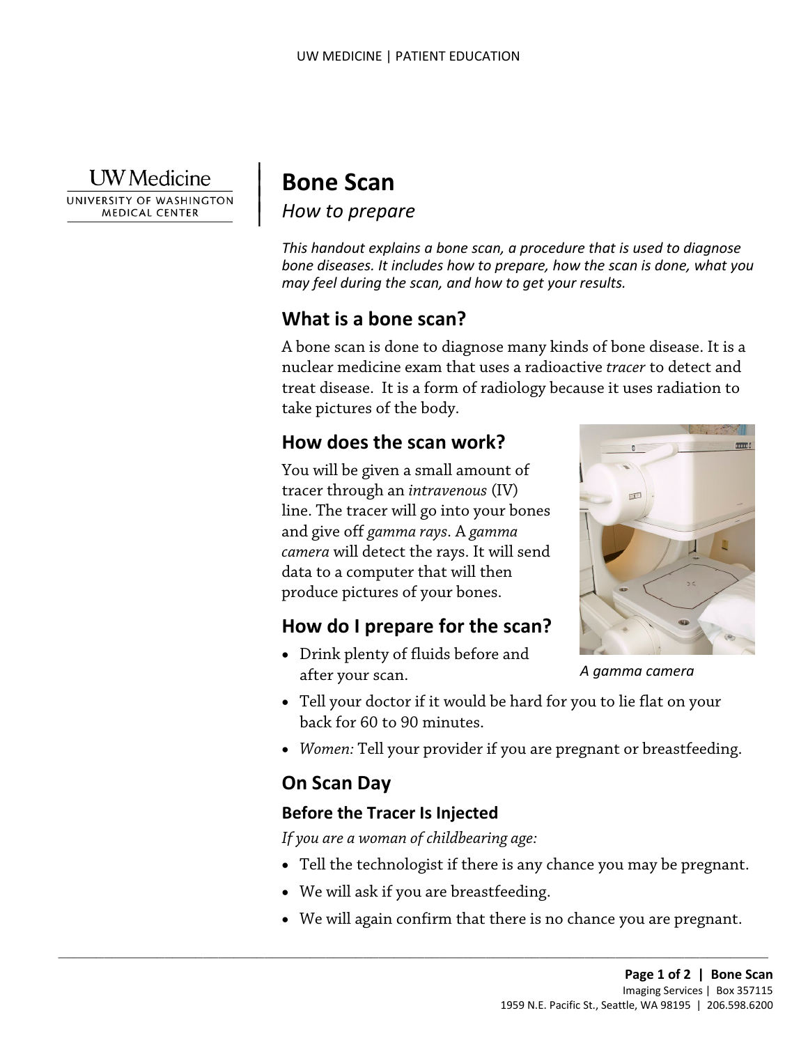# Bone Scan

*How to prepare*

*This handout explains a bone scan, a procedure that is used to diagnose bone diseases. It includes how to prepare, how the scan is done, what you may feel during the scan, and how to get your results.*

## What is a bone scan?

A bone scan is done to diagnose many kinds of bone disease. It is a nuclear medicine exam that uses a radioactive *tracer* to detect and treat disease. It is a form of radiology because it uses radiation to take pictures of the body.

## How does the scan work?

You will be given a small amount of tracer through an *intravenous* (IV) line. The tracer will go into your bones and give off *gamma rays*. A *gamma camera* will detect the rays. It will send data to a computer that will then produce pictures of your bones.

*A gamma camera*

## How do I prepare for the scan?

- Drink plenty of fluids before and after your scan.
- Tell your doctor if it would be hard for you to lie flat on your back for 60 to 90 minutes.
- *Women:* Tell your provider if you are pregnant or breastfeeding.

## On Scan Day

### Before the Tracer Is Injected

*If you are a woman of childbearing age:*

- Tell the technologist if there is any chance you may be pregnant.
- We will ask if you are breastfeeding.
- We will again confirm that there is no chance you are pregnant.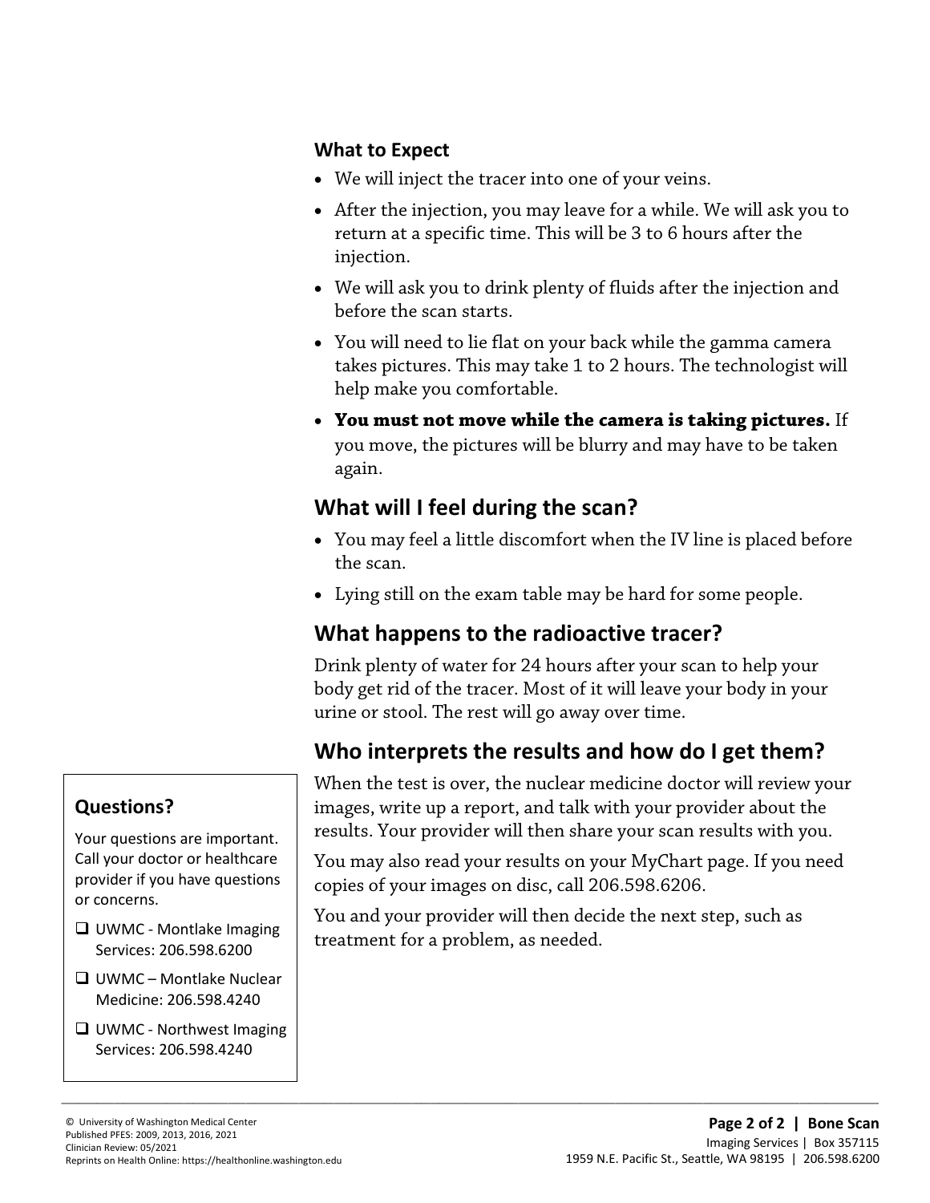### What to Expect

- We will inject the tracer into one of your veins.
- After the injection, you may leave for a while. We will ask you to return at a specific time. This will be 3 to 6 hours after the injection.
- We will ask you to drink plenty of fluids after the injection and before the scan starts.
- You will need to lie flat on your back while the gamma camera takes pictures. This may take 1 to 2 hours. The technologist will help make you comfortable.
- **You must not move while the camera is taking pictures.** If you move, the pictures will be blurry and may have to be taken again.

## What will I feel during the scan?

- You may feel a little discomfort when the IV line is placed before the scan.
- Lying still on the exam table may be hard for some people.

## What happens to the radioactive tracer?

Drink plenty of water for 24 hours after your scan to help your body get rid of the tracer. Most of it will leave your body in your urine or stool. The rest will go away over time.

## Who interprets the results and how do I get them?

When the test is over, the nuclear medicine doctor will review your images, write up a report, and talk with your provider about the results. Your provider will then share your scan results with you.

You may also read your results on your MyChart page. If you need copies of your images on disc, call 206.598.6206.

You and your provider will then decide the next step, such as treatment for a problem, as needed.

### Questions?

Your questions are important. Call your doctor or healthcare provider if you have questions or concerns.

- ❑ UWMC - Montlake Imaging Services: 206.598.6200
- ❑ UWMC – Montlake Nuclear Medicine: 206.598.4240
- ❑ UWMC - Northwest Imaging Services: 206.598.4240

© University of Washington Medical Center
Published PFES: 2009, 2013, 2016, 2021
Clinician Review: 05/2021
Reprints on Health Online: https://healthonline.washington.edu

Imaging Services | Box 357115
1959 N.E. Pacific St., Seattle, WA 98195 | 206.598.6200